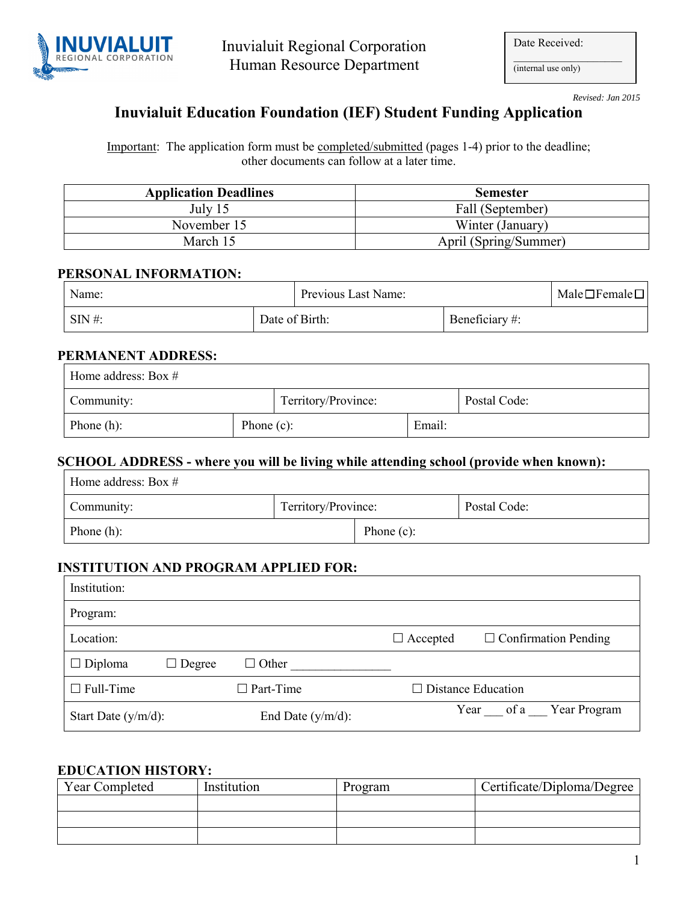INUVIALUIT REGIONAL CORPORATION

Inuvialuit Regional Corporation
Human Resource Department

| Date Received: |
|---|
| ________________ |
| (internal use only) |

*Revised: Jan 2015*

# Inuvialuit Education Foundation (IEF) Student Funding Application

Important: The application form must be completed/submitted (pages 1-4) prior to the deadline; other documents can follow at a later time.

| Application Deadlines | Semester |
|---|---|
| July 15 | Fall (September) |
| November 15 | Winter (January) |
| March 15 | April (Spring/Summer) |

## PERSONAL INFORMATION:

| Name: | Previous Last Name: | Male ☐ Female ☐ |
|---|---|---|
| SIN #: | Date of Birth: | Beneficiary #: |

## PERMANENT ADDRESS:

| Home address: Box # | | |
|---|---|---|
| Community: | Territory/Province: | Postal Code: |
| Phone (h): | Phone (c): | Email: |

## SCHOOL ADDRESS - where you will be living while attending school (provide when known):

| Home address: Box # | | |
|---|---|---|
| Community: | Territory/Province: | Postal Code: |
| Phone (h): | Phone (c): | |

## INSTITUTION AND PROGRAM APPLIED FOR:

| Institution: | | |
|---|---|---|
| Program: | | |
| Location: | ☐ Accepted | ☐ Confirmation Pending |
| ☐ Diploma | ☐ Degree | ☐ Other ________________ |
| ☐ Full-Time | ☐ Part-Time | ☐ Distance Education |
| Start Date (y/m/d): | End Date (y/m/d): | Year ___ of a ___ Year Program |

## EDUCATION HISTORY:

| Year Completed | Institution | Program | Certificate/Diploma/Degree |
|---|---|---|---|
| | | | |
| | | | |
| | | | |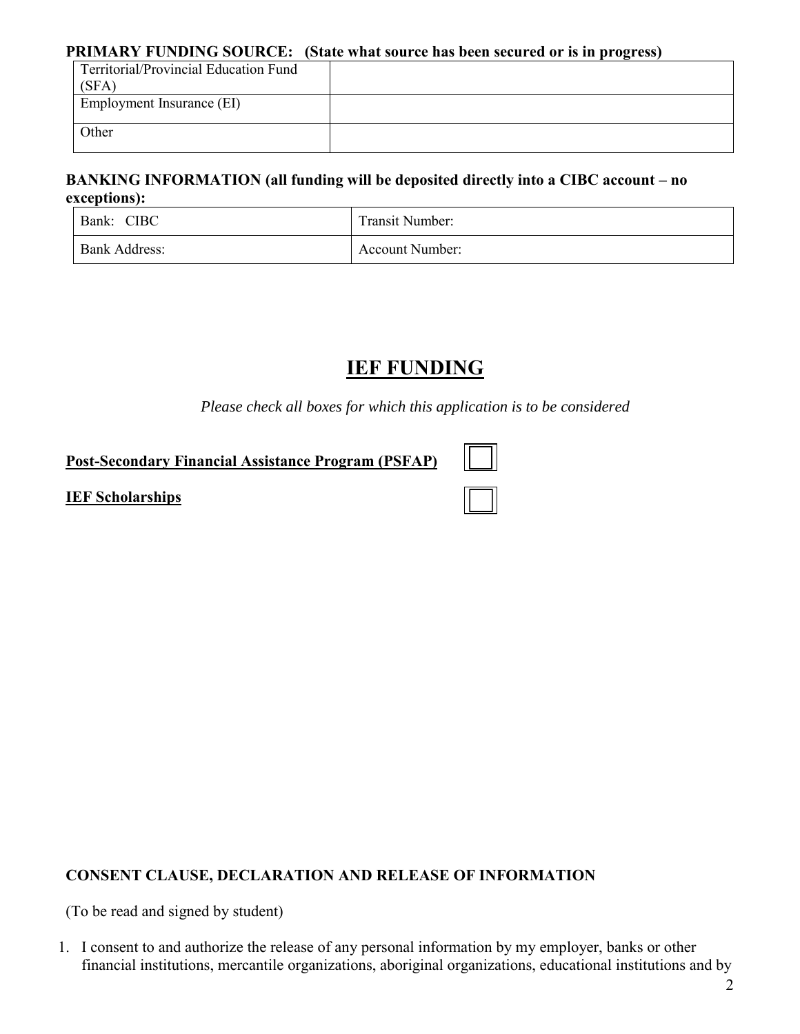**PRIMARY FUNDING SOURCE: (State what source has been secured or is in progress)**

| | |
|---|---|
| Territorial/Provincial Education Fund (SFA) | |
| Employment Insurance (EI) | |
| Other | |

**BANKING INFORMATION (all funding will be deposited directly into a CIBC account – no exceptions):**

| | |
|---|---|
| Bank: CIBC | Transit Number: |
| Bank Address: | Account Number: |

# IEF FUNDING

*Please check all boxes for which this application is to be considered*

**Post-Secondary Financial Assistance Program (PSFAP)** ☐

**IEF Scholarships** ☐

**CONSENT CLAUSE, DECLARATION AND RELEASE OF INFORMATION**

(To be read and signed by student)

1. I consent to and authorize the release of any personal information by my employer, banks or other financial institutions, mercantile organizations, aboriginal organizations, educational institutions and by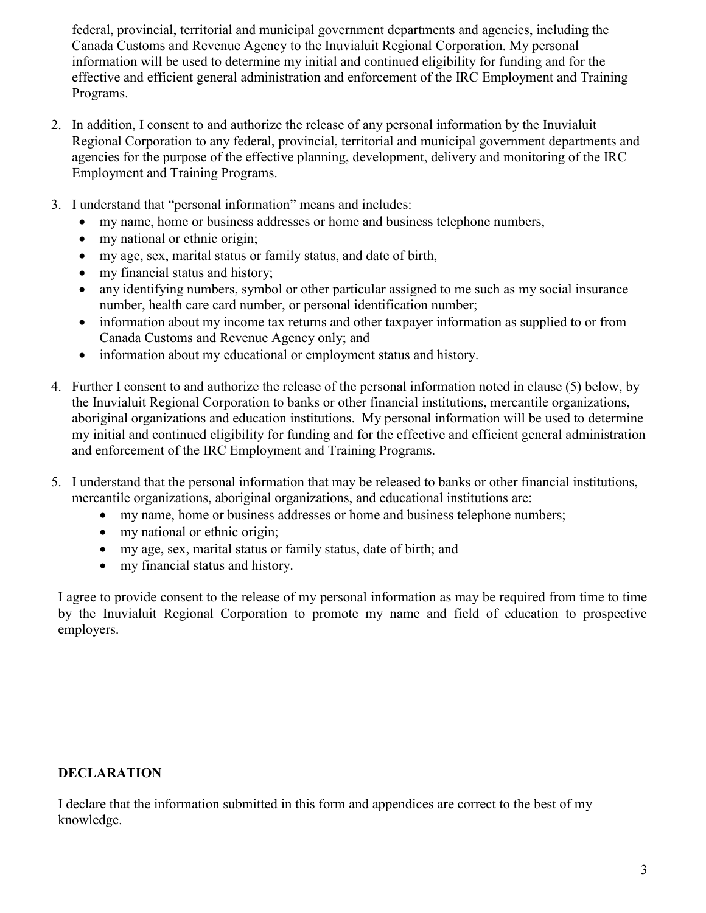federal, provincial, territorial and municipal government departments and agencies, including the Canada Customs and Revenue Agency to the Inuvialuit Regional Corporation. My personal information will be used to determine my initial and continued eligibility for funding and for the effective and efficient general administration and enforcement of the IRC Employment and Training Programs.

2. In addition, I consent to and authorize the release of any personal information by the Inuvialuit Regional Corporation to any federal, provincial, territorial and municipal government departments and agencies for the purpose of the effective planning, development, delivery and monitoring of the IRC Employment and Training Programs.

3. I understand that "personal information" means and includes:
   - my name, home or business addresses or home and business telephone numbers,
   - my national or ethnic origin;
   - my age, sex, marital status or family status, and date of birth,
   - my financial status and history;
   - any identifying numbers, symbol or other particular assigned to me such as my social insurance number, health care card number, or personal identification number;
   - information about my income tax returns and other taxpayer information as supplied to or from Canada Customs and Revenue Agency only; and
   - information about my educational or employment status and history.

4. Further I consent to and authorize the release of the personal information noted in clause (5) below, by the Inuvialuit Regional Corporation to banks or other financial institutions, mercantile organizations, aboriginal organizations and education institutions. My personal information will be used to determine my initial and continued eligibility for funding and for the effective and efficient general administration and enforcement of the IRC Employment and Training Programs.

5. I understand that the personal information that may be released to banks or other financial institutions, mercantile organizations, aboriginal organizations, and educational institutions are:
   - my name, home or business addresses or home and business telephone numbers;
   - my national or ethnic origin;
   - my age, sex, marital status or family status, date of birth; and
   - my financial status and history.

I agree to provide consent to the release of my personal information as may be required from time to time by the Inuvialuit Regional Corporation to promote my name and field of education to prospective employers.

**DECLARATION**

I declare that the information submitted in this form and appendices are correct to the best of my knowledge.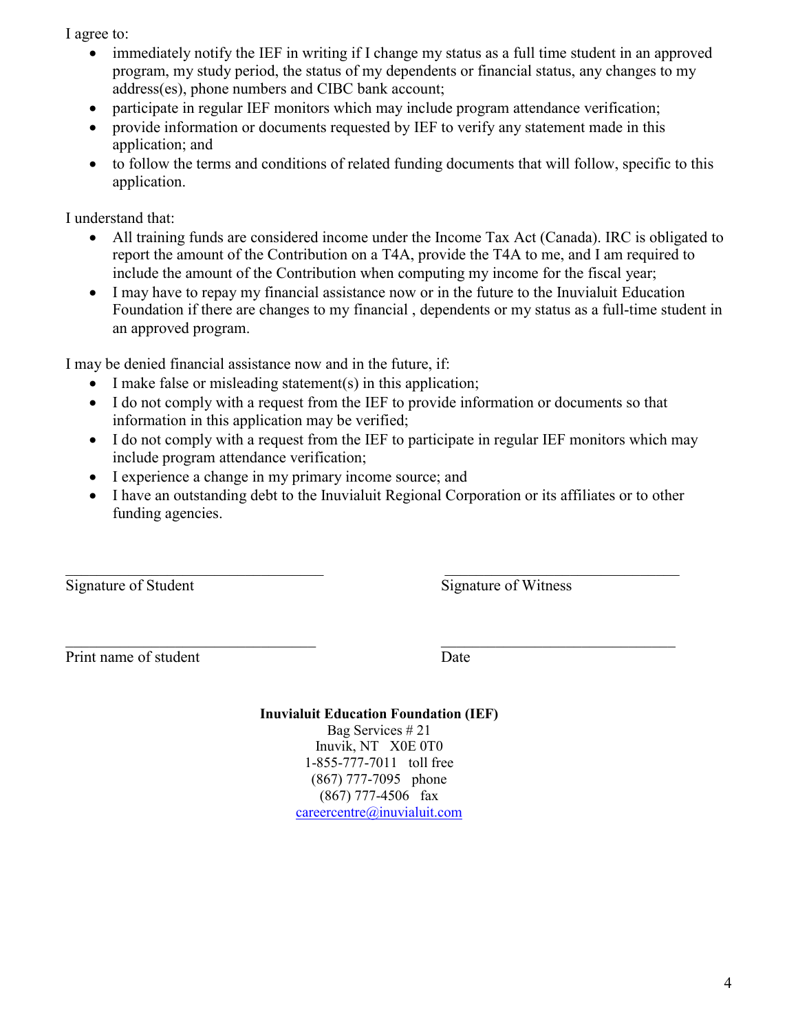I agree to:

- immediately notify the IEF in writing if I change my status as a full time student in an approved program, my study period, the status of my dependents or financial status, any changes to my address(es), phone numbers and CIBC bank account;
- participate in regular IEF monitors which may include program attendance verification;
- provide information or documents requested by IEF to verify any statement made in this application; and
- to follow the terms and conditions of related funding documents that will follow, specific to this application.

I understand that:

- All training funds are considered income under the Income Tax Act (Canada). IRC is obligated to report the amount of the Contribution on a T4A, provide the T4A to me, and I am required to include the amount of the Contribution when computing my income for the fiscal year;
- I may have to repay my financial assistance now or in the future to the Inuvialuit Education Foundation if there are changes to my financial , dependents or my status as a full-time student in an approved program.

I may be denied financial assistance now and in the future, if:

- I make false or misleading statement(s) in this application;
- I do not comply with a request from the IEF to provide information or documents so that information in this application may be verified;
- I do not comply with a request from the IEF to participate in regular IEF monitors which may include program attendance verification;
- I experience a change in my primary income source; and
- I have an outstanding debt to the Inuvialuit Regional Corporation or its affiliates or to other funding agencies.

\_\_\_\_\_\_\_\_\_\_\_\_\_\_\_\_\_\_\_\_\_\_\_\_\_\_\_\_\_\_ 
Signature of Student

\_\_\_\_\_\_\_\_\_\_\_\_\_\_\_\_\_\_\_\_\_\_\_\_\_\_\_\_\_\_ 
Signature of Witness

\_\_\_\_\_\_\_\_\_\_\_\_\_\_\_\_\_\_\_\_\_\_\_\_\_\_\_\_\_\_ 
Print name of student

\_\_\_\_\_\_\_\_\_\_\_\_\_\_\_\_\_\_\_\_\_\_\_\_\_\_\_\_\_\_ 
Date

**Inuvialuit Education Foundation (IEF)**  
Bag Services # 21  
Inuvik, NT X0E 0T0  
1-855-777-7011 toll free  
(867) 777-7095 phone  
(867) 777-4506 fax  
careercentre@inuvialuit.com